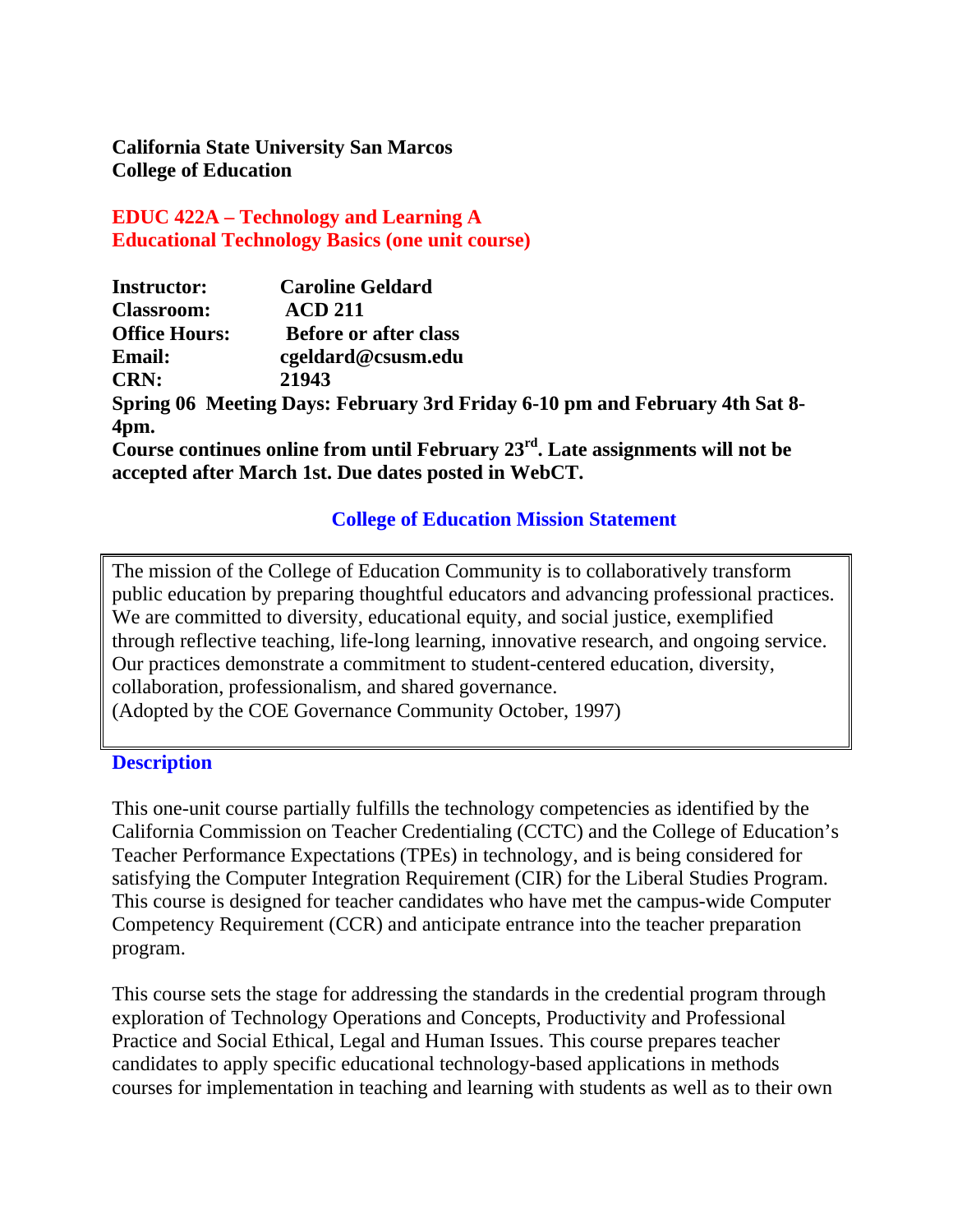**California State University San Marcos**
**College of Education**

## EDUC 422A – Technology and Learning A
## Educational Technology Basics (one unit course)

**Instructor:** Caroline Geldard
**Classroom:** ACD 211
**Office Hours:** Before or after class
**Email:** cgeldard@csusm.edu
**CRN:** 21943
**Spring 06 Meeting Days: February 3rd Friday 6-10 pm and February 4th Sat 8-4pm.**
**Course continues online from until February 23rd. Late assignments will not be accepted after March 1st. Due dates posted in WebCT.**

### College of Education Mission Statement

The mission of the College of Education Community is to collaboratively transform public education by preparing thoughtful educators and advancing professional practices. We are committed to diversity, educational equity, and social justice, exemplified through reflective teaching, life-long learning, innovative research, and ongoing service. Our practices demonstrate a commitment to student-centered education, diversity, collaboration, professionalism, and shared governance.
(Adopted by the COE Governance Community October, 1997)

### Description

This one-unit course partially fulfills the technology competencies as identified by the California Commission on Teacher Credentialing (CCTC) and the College of Education's Teacher Performance Expectations (TPEs) in technology, and is being considered for satisfying the Computer Integration Requirement (CIR) for the Liberal Studies Program. This course is designed for teacher candidates who have met the campus-wide Computer Competency Requirement (CCR) and anticipate entrance into the teacher preparation program.

This course sets the stage for addressing the standards in the credential program through exploration of Technology Operations and Concepts, Productivity and Professional Practice and Social Ethical, Legal and Human Issues. This course prepares teacher candidates to apply specific educational technology-based applications in methods courses for implementation in teaching and learning with students as well as to their own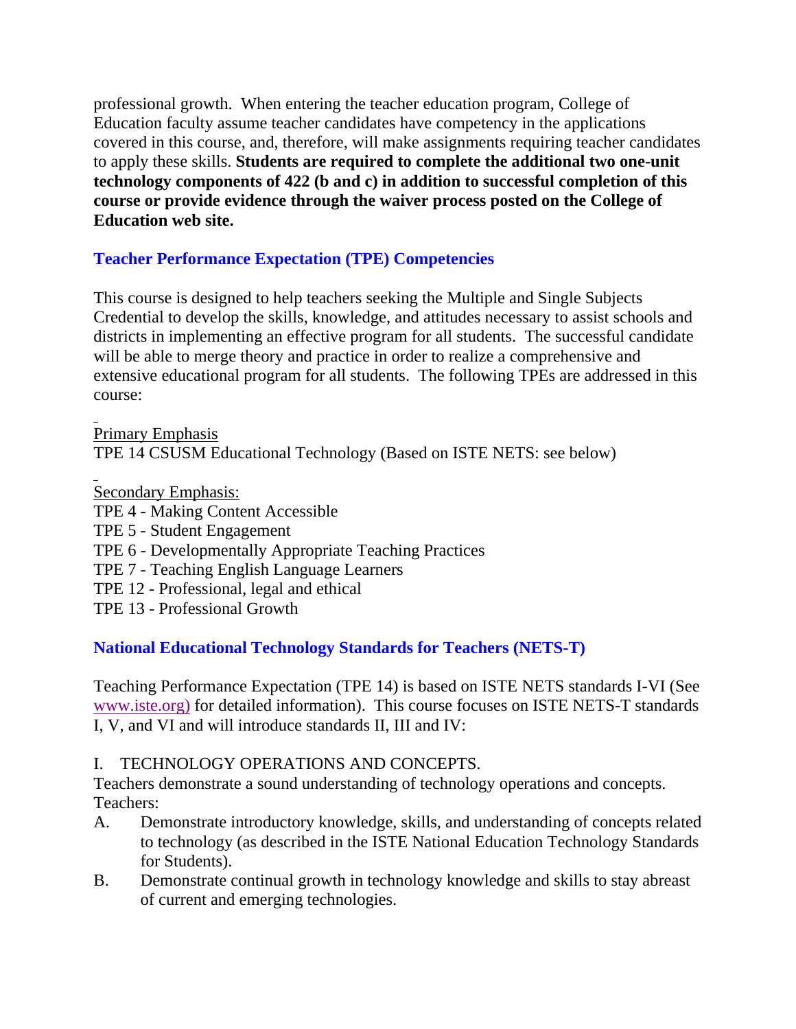professional growth. When entering the teacher education program, College of Education faculty assume teacher candidates have competency in the applications covered in this course, and, therefore, will make assignments requiring teacher candidates to apply these skills. **Students are required to complete the additional two one-unit technology components of 422 (b and c) in addition to successful completion of this course or provide evidence through the waiver process posted on the College of Education web site.**

## Teacher Performance Expectation (TPE) Competencies

This course is designed to help teachers seeking the Multiple and Single Subjects Credential to develop the skills, knowledge, and attitudes necessary to assist schools and districts in implementing an effective program for all students. The successful candidate will be able to merge theory and practice in order to realize a comprehensive and extensive educational program for all students. The following TPEs are addressed in this course:

Primary Emphasis
TPE 14 CSUSM Educational Technology (Based on ISTE NETS: see below)

Secondary Emphasis:
TPE 4 - Making Content Accessible
TPE 5 - Student Engagement
TPE 6 - Developmentally Appropriate Teaching Practices
TPE 7 - Teaching English Language Learners
TPE 12 - Professional, legal and ethical
TPE 13 - Professional Growth

## National Educational Technology Standards for Teachers (NETS-T)

Teaching Performance Expectation (TPE 14) is based on ISTE NETS standards I-VI (See www.iste.org) for detailed information). This course focuses on ISTE NETS-T standards I, V, and VI and will introduce standards II, III and IV:

I. TECHNOLOGY OPERATIONS AND CONCEPTS.
Teachers demonstrate a sound understanding of technology operations and concepts. Teachers:

A. Demonstrate introductory knowledge, skills, and understanding of concepts related to technology (as described in the ISTE National Education Technology Standards for Students).
B. Demonstrate continual growth in technology knowledge and skills to stay abreast of current and emerging technologies.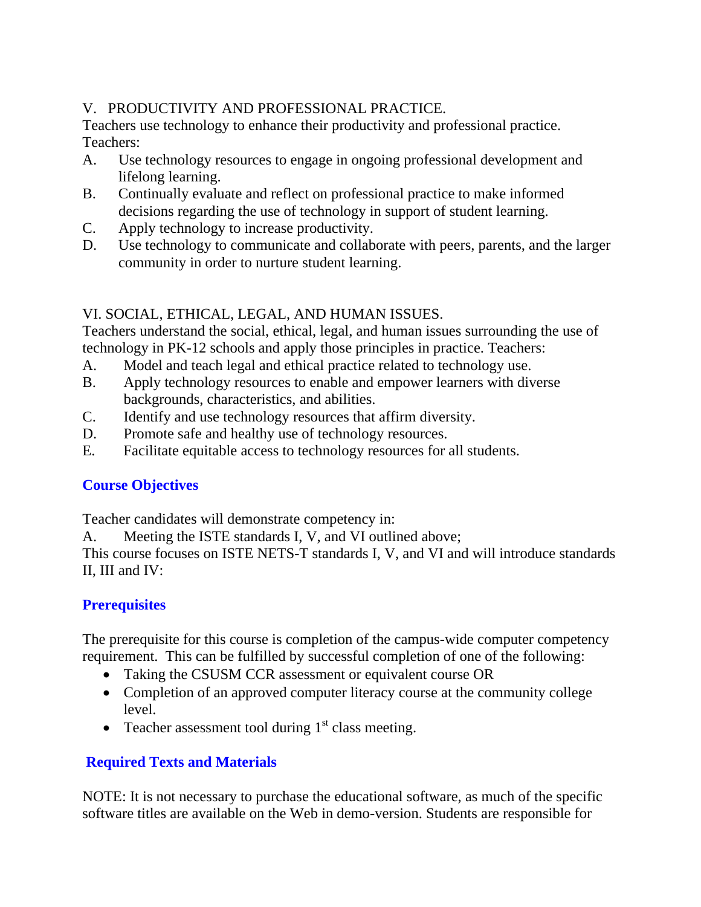V. PRODUCTIVITY AND PROFESSIONAL PRACTICE.

Teachers use technology to enhance their productivity and professional practice. Teachers:

A. Use technology resources to engage in ongoing professional development and lifelong learning.
B. Continually evaluate and reflect on professional practice to make informed decisions regarding the use of technology in support of student learning.
C. Apply technology to increase productivity.
D. Use technology to communicate and collaborate with peers, parents, and the larger community in order to nurture student learning.

VI. SOCIAL, ETHICAL, LEGAL, AND HUMAN ISSUES.

Teachers understand the social, ethical, legal, and human issues surrounding the use of technology in PK-12 schools and apply those principles in practice. Teachers:

A. Model and teach legal and ethical practice related to technology use.
B. Apply technology resources to enable and empower learners with diverse backgrounds, characteristics, and abilities.
C. Identify and use technology resources that affirm diversity.
D. Promote safe and healthy use of technology resources.
E. Facilitate equitable access to technology resources for all students.

## Course Objectives

Teacher candidates will demonstrate competency in:

A. Meeting the ISTE standards I, V, and VI outlined above;

This course focuses on ISTE NETS-T standards I, V, and VI and will introduce standards II, III and IV:

## Prerequisites

The prerequisite for this course is completion of the campus-wide computer competency requirement. This can be fulfilled by successful completion of one of the following:

- Taking the CSUSM CCR assessment or equivalent course OR
- Completion of an approved computer literacy course at the community college level.
- Teacher assessment tool during 1st class meeting.

## Required Texts and Materials

NOTE: It is not necessary to purchase the educational software, as much of the specific software titles are available on the Web in demo-version. Students are responsible for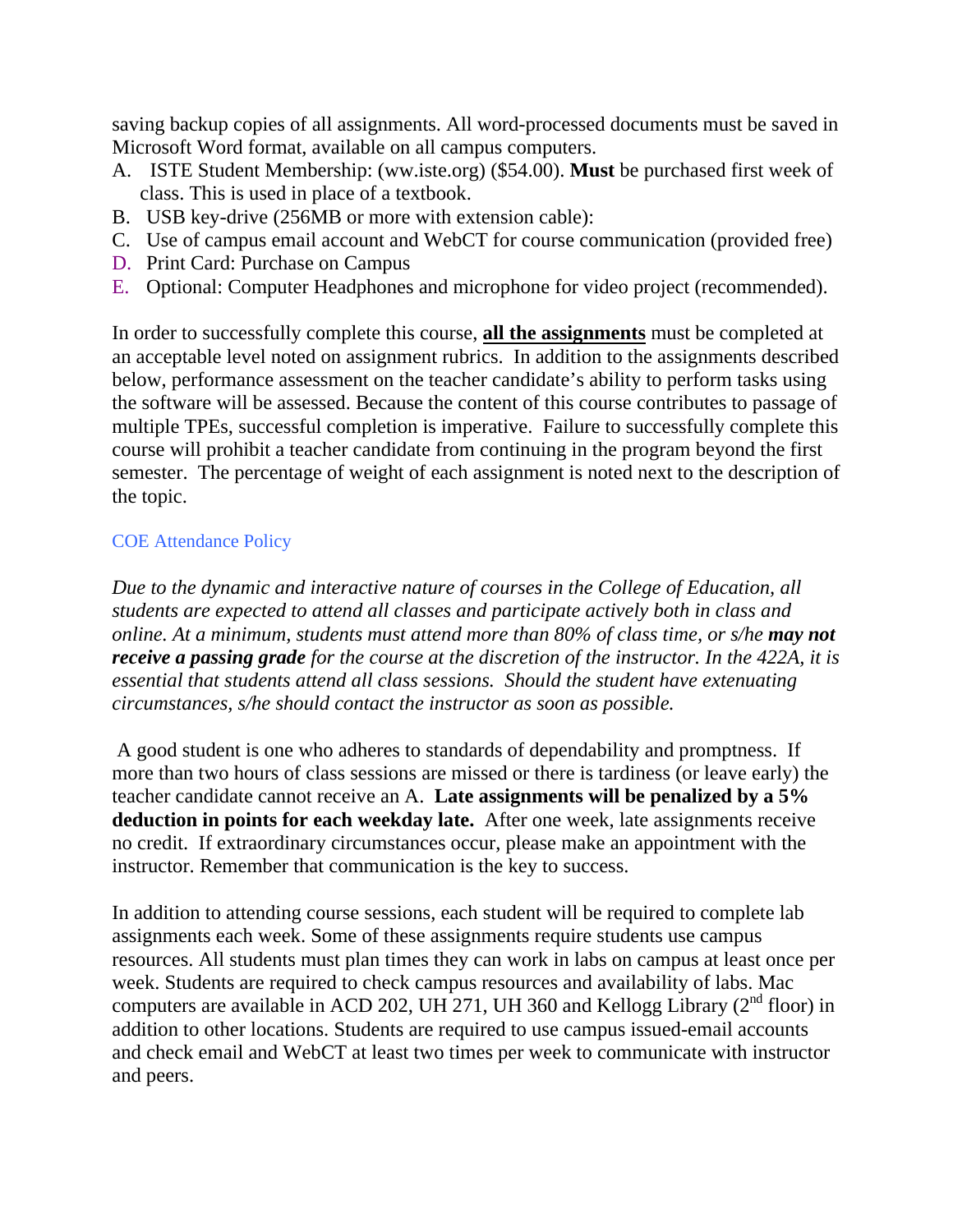saving backup copies of all assignments. All word-processed documents must be saved in Microsoft Word format, available on all campus computers.

A. ISTE Student Membership: (ww.iste.org) ($54.00). **Must** be purchased first week of class. This is used in place of a textbook.
B. USB key-drive (256MB or more with extension cable):
C. Use of campus email account and WebCT for course communication (provided free)
D. Print Card: Purchase on Campus
E. Optional: Computer Headphones and microphone for video project (recommended).

In order to successfully complete this course, **all the assignments** must be completed at an acceptable level noted on assignment rubrics. In addition to the assignments described below, performance assessment on the teacher candidate's ability to perform tasks using the software will be assessed. Because the content of this course contributes to passage of multiple TPEs, successful completion is imperative. Failure to successfully complete this course will prohibit a teacher candidate from continuing in the program beyond the first semester. The percentage of weight of each assignment is noted next to the description of the topic.

COE Attendance Policy

*Due to the dynamic and interactive nature of courses in the College of Education, all students are expected to attend all classes and participate actively both in class and online. At a minimum, students must attend more than 80% of class time, or s/he* ***may not receive a passing grade*** *for the course at the discretion of the instructor. In the 422A, it is essential that students attend all class sessions. Should the student have extenuating circumstances, s/he should contact the instructor as soon as possible.*

A good student is one who adheres to standards of dependability and promptness. If more than two hours of class sessions are missed or there is tardiness (or leave early) the teacher candidate cannot receive an A. **Late assignments will be penalized by a 5% deduction in points for each weekday late.** After one week, late assignments receive no credit. If extraordinary circumstances occur, please make an appointment with the instructor. Remember that communication is the key to success.

In addition to attending course sessions, each student will be required to complete lab assignments each week. Some of these assignments require students use campus resources. All students must plan times they can work in labs on campus at least once per week. Students are required to check campus resources and availability of labs. Mac computers are available in ACD 202, UH 271, UH 360 and Kellogg Library (2nd floor) in addition to other locations. Students are required to use campus issued-email accounts and check email and WebCT at least two times per week to communicate with instructor and peers.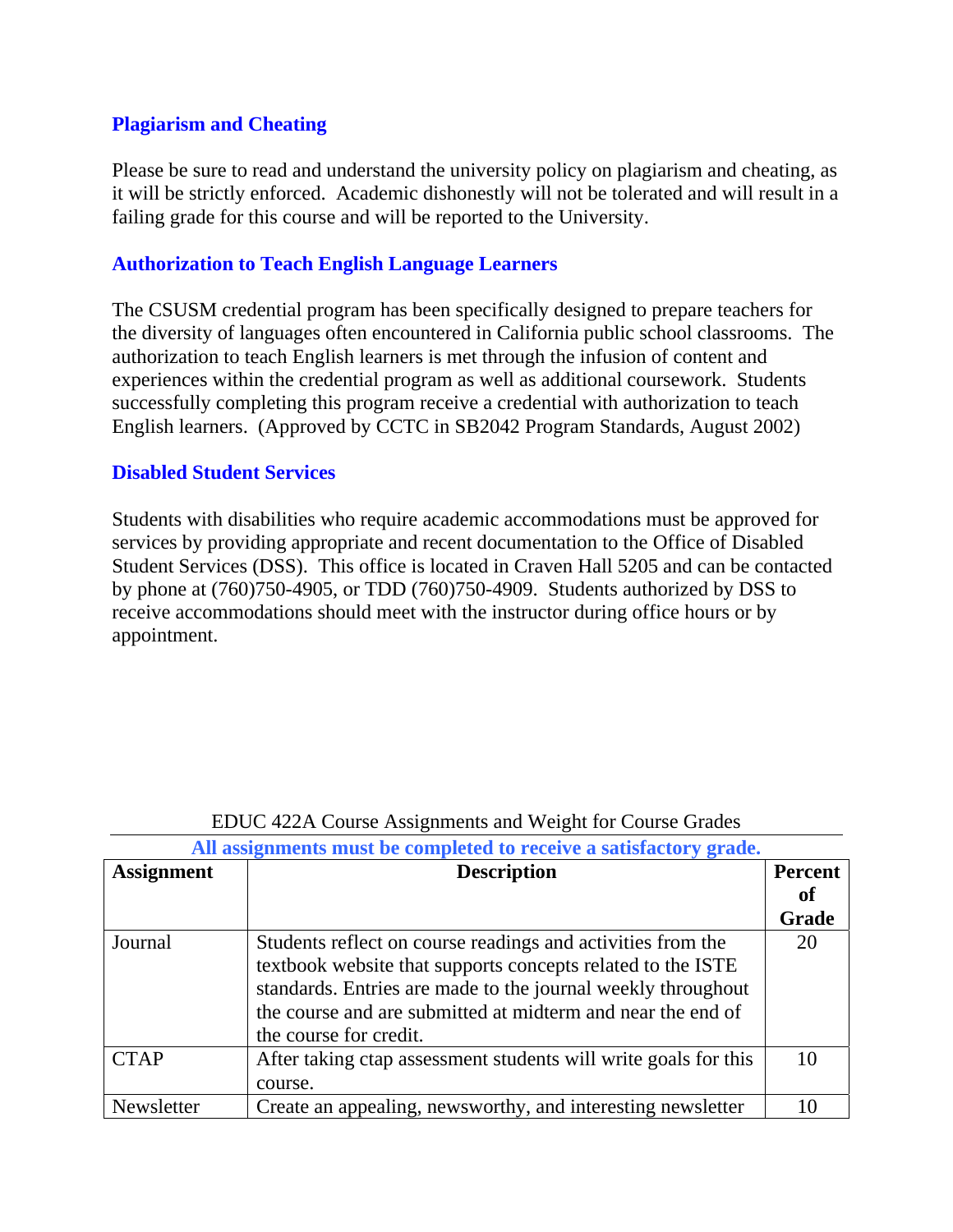### Plagiarism and Cheating

Please be sure to read and understand the university policy on plagiarism and cheating, as it will be strictly enforced. Academic dishonestly will not be tolerated and will result in a failing grade for this course and will be reported to the University.

### Authorization to Teach English Language Learners

The CSUSM credential program has been specifically designed to prepare teachers for the diversity of languages often encountered in California public school classrooms. The authorization to teach English learners is met through the infusion of content and experiences within the credential program as well as additional coursework. Students successfully completing this program receive a credential with authorization to teach English learners. (Approved by CCTC in SB2042 Program Standards, August 2002)

### Disabled Student Services

Students with disabilities who require academic accommodations must be approved for services by providing appropriate and recent documentation to the Office of Disabled Student Services (DSS). This office is located in Craven Hall 5205 and can be contacted by phone at (760)750-4905, or TDD (760)750-4909. Students authorized by DSS to receive accommodations should meet with the instructor during office hours or by appointment.

EDUC 422A Course Assignments and Weight for Course Grades

**All assignments must be completed to receive a satisfactory grade.**

| Assignment | Description | Percent of Grade |
|---|---|---|
| Journal | Students reflect on course readings and activities from the textbook website that supports concepts related to the ISTE standards. Entries are made to the journal weekly throughout the course and are submitted at midterm and near the end of the course for credit. | 20 |
| CTAP | After taking ctap assessment students will write goals for this course. | 10 |
| Newsletter | Create an appealing, newsworthy, and interesting newsletter | 10 |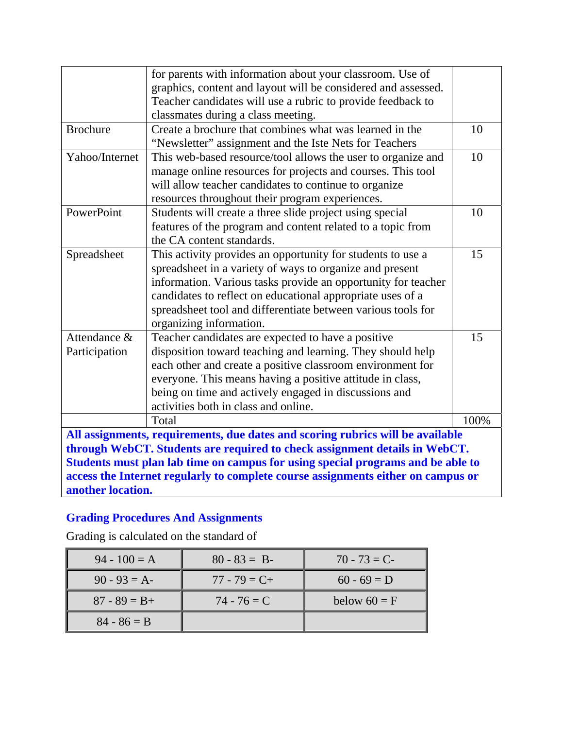| | | |
|---|---|---|
| | for parents with information about your classroom. Use of graphics, content and layout will be considered and assessed. Teacher candidates will use a rubric to provide feedback to classmates during a class meeting. | |
| Brochure | Create a brochure that combines what was learned in the "Newsletter" assignment and the Iste Nets for Teachers | 10 |
| Yahoo/Internet | This web-based resource/tool allows the user to organize and manage online resources for projects and courses. This tool will allow teacher candidates to continue to organize resources throughout their program experiences. | 10 |
| PowerPoint | Students will create a three slide project using special features of the program and content related to a topic from the CA content standards. | 10 |
| Spreadsheet | This activity provides an opportunity for students to use a spreadsheet in a variety of ways to organize and present information. Various tasks provide an opportunity for teacher candidates to reflect on educational appropriate uses of a spreadsheet tool and differentiate between various tools for organizing information. | 15 |
| Attendance & Participation | Teacher candidates are expected to have a positive disposition toward teaching and learning. They should help each other and create a positive classroom environment for everyone. This means having a positive attitude in class, being on time and actively engaged in discussions and activities both in class and online. | 15 |
| | Total | 100% |

**All assignments, requirements, due dates and scoring rubrics will be available through WebCT. Students are required to check assignment details in WebCT. Students must plan lab time on campus for using special programs and be able to access the Internet regularly to complete course assignments either on campus or another location.**

## Grading Procedures And Assignments

Grading is calculated on the standard of

| | | |
|---|---|---|
| 94 - 100 = A | 80 - 83 = B- | 70 - 73 = C- |
| 90 - 93 = A- | 77 - 79 = C+ | 60 - 69 = D |
| 87 - 89 = B+ | 74 - 76 = C | below 60 = F |
| 84 - 86 = B | | |